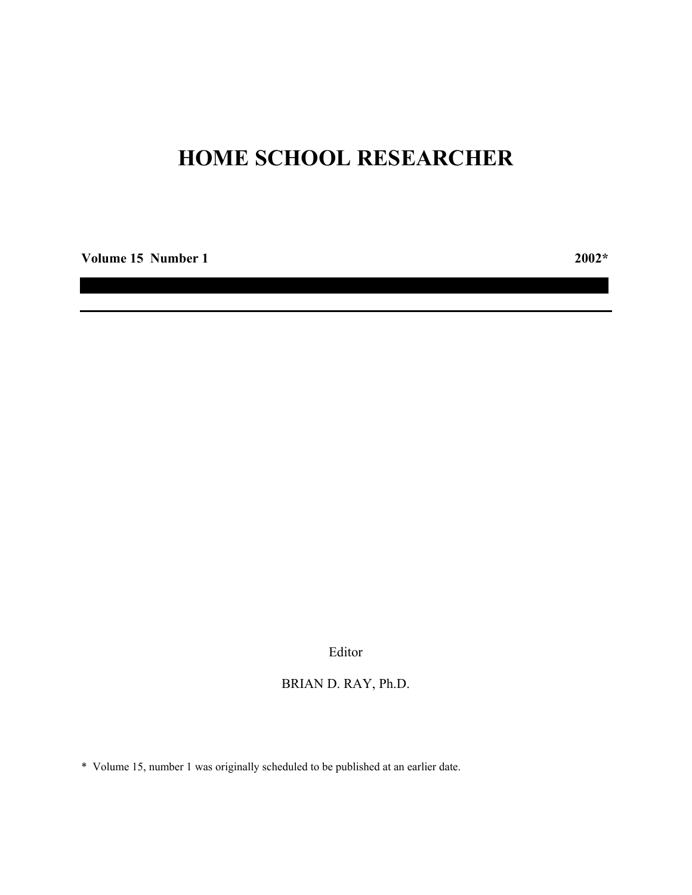# HOME SCHOOL RESEARCHER

**Volume 15 Number 1** **2002***

Editor

BRIAN D. RAY, Ph.D.

* Volume 15, number 1 was originally scheduled to be published at an earlier date.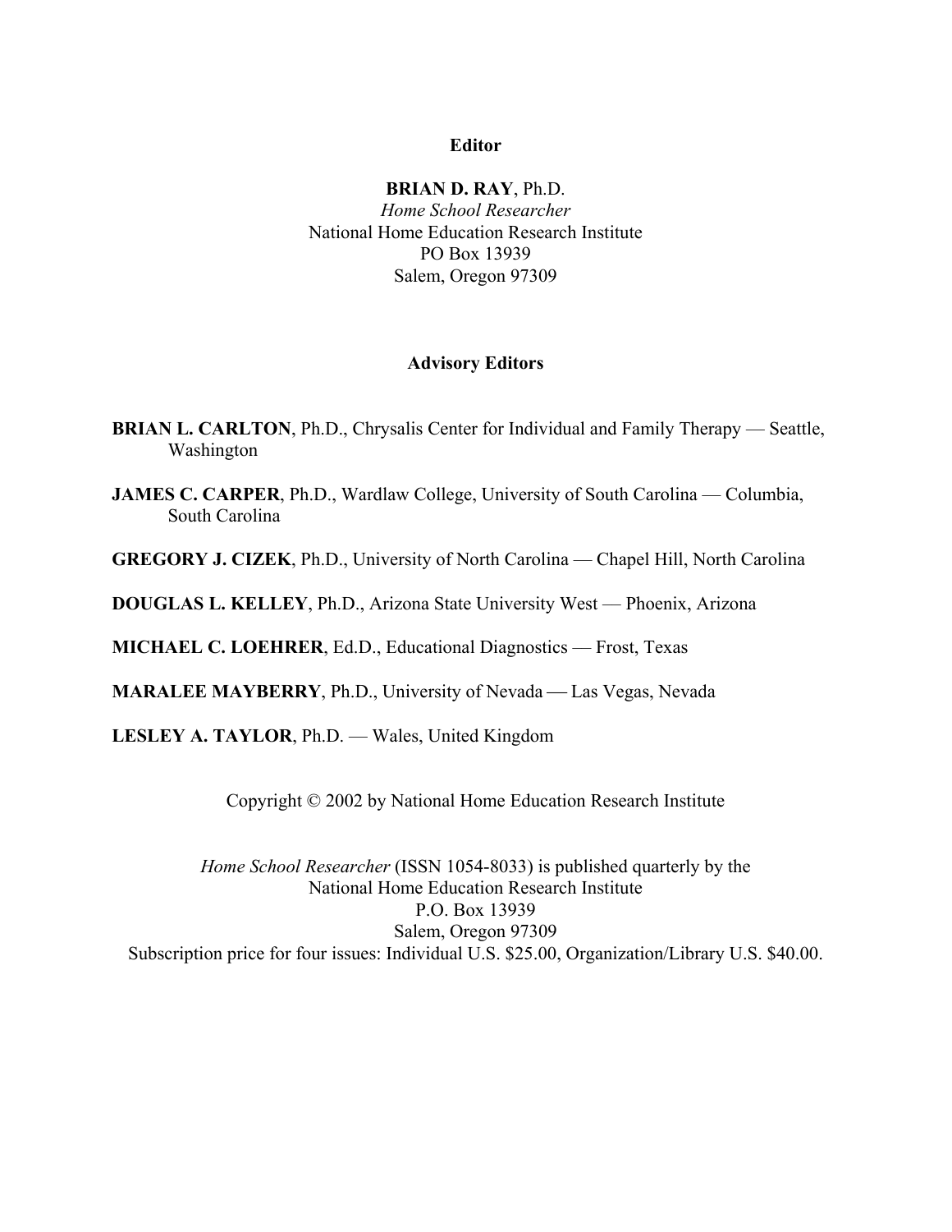**Editor**

**BRIAN D. RAY**, Ph.D.
*Home School Researcher*
National Home Education Research Institute
PO Box 13939
Salem, Oregon 97309

**Advisory Editors**

**BRIAN L. CARLTON**, Ph.D., Chrysalis Center for Individual and Family Therapy — Seattle, Washington

**JAMES C. CARPER**, Ph.D., Wardlaw College, University of South Carolina — Columbia, South Carolina

**GREGORY J. CIZEK**, Ph.D., University of North Carolina — Chapel Hill, North Carolina

**DOUGLAS L. KELLEY**, Ph.D., Arizona State University West — Phoenix, Arizona

**MICHAEL C. LOEHRER**, Ed.D., Educational Diagnostics — Frost, Texas

**MARALEE MAYBERRY**, Ph.D., University of Nevada — Las Vegas, Nevada

**LESLEY A. TAYLOR**, Ph.D. — Wales, United Kingdom

Copyright © 2002 by National Home Education Research Institute

*Home School Researcher* (ISSN 1054-8033) is published quarterly by the
National Home Education Research Institute
P.O. Box 13939
Salem, Oregon 97309
Subscription price for four issues: Individual U.S. $25.00, Organization/Library U.S. $40.00.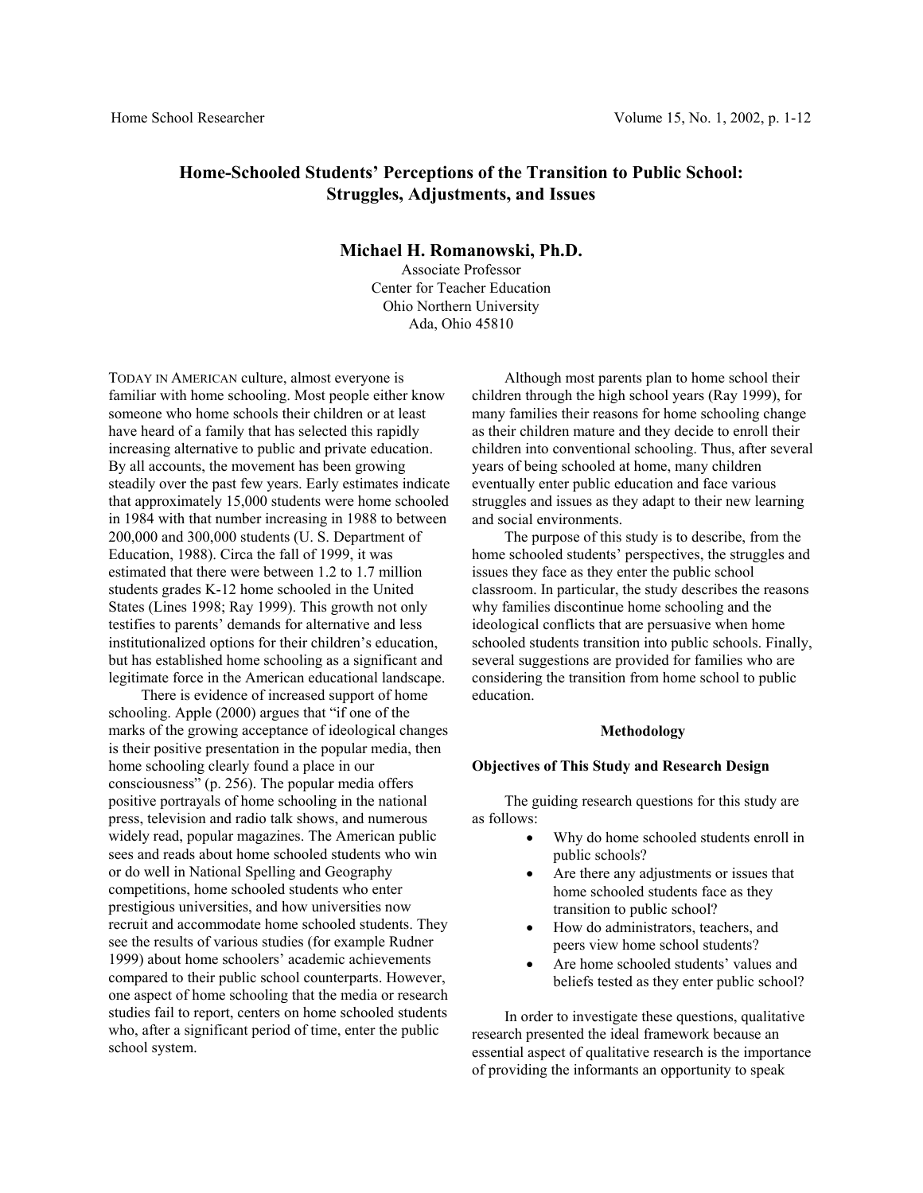# Home-Schooled Students' Perceptions of the Transition to Public School: Struggles, Adjustments, and Issues

**Michael H. Romanowski, Ph.D.**
Associate Professor
Center for Teacher Education
Ohio Northern University
Ada, Ohio 45810

TODAY IN AMERICAN culture, almost everyone is familiar with home schooling. Most people either know someone who home schools their children or at least have heard of a family that has selected this rapidly increasing alternative to public and private education. By all accounts, the movement has been growing steadily over the past few years. Early estimates indicate that approximately 15,000 students were home schooled in 1984 with that number increasing in 1988 to between 200,000 and 300,000 students (U. S. Department of Education, 1988). Circa the fall of 1999, it was estimated that there were between 1.2 to 1.7 million students grades K-12 home schooled in the United States (Lines 1998; Ray 1999). This growth not only testifies to parents' demands for alternative and less institutionalized options for their children's education, but has established home schooling as a significant and legitimate force in the American educational landscape.

There is evidence of increased support of home schooling. Apple (2000) argues that "if one of the marks of the growing acceptance of ideological changes is their positive presentation in the popular media, then home schooling clearly found a place in our consciousness" (p. 256). The popular media offers positive portrayals of home schooling in the national press, television and radio talk shows, and numerous widely read, popular magazines. The American public sees and reads about home schooled students who win or do well in National Spelling and Geography competitions, home schooled students who enter prestigious universities, and how universities now recruit and accommodate home schooled students. They see the results of various studies (for example Rudner 1999) about home schoolers' academic achievements compared to their public school counterparts. However, one aspect of home schooling that the media or research studies fail to report, centers on home schooled students who, after a significant period of time, enter the public school system.

Although most parents plan to home school their children through the high school years (Ray 1999), for many families their reasons for home schooling change as their children mature and they decide to enroll their children into conventional schooling. Thus, after several years of being schooled at home, many children eventually enter public education and face various struggles and issues as they adapt to their new learning and social environments.

The purpose of this study is to describe, from the home schooled students' perspectives, the struggles and issues they face as they enter the public school classroom. In particular, the study describes the reasons why families discontinue home schooling and the ideological conflicts that are persuasive when home schooled students transition into public schools. Finally, several suggestions are provided for families who are considering the transition from home school to public education.

## Methodology

### Objectives of This Study and Research Design

The guiding research questions for this study are as follows:

- Why do home schooled students enroll in public schools?
- Are there any adjustments or issues that home schooled students face as they transition to public school?
- How do administrators, teachers, and peers view home school students?
- Are home schooled students' values and beliefs tested as they enter public school?

In order to investigate these questions, qualitative research presented the ideal framework because an essential aspect of qualitative research is the importance of providing the informants an opportunity to speak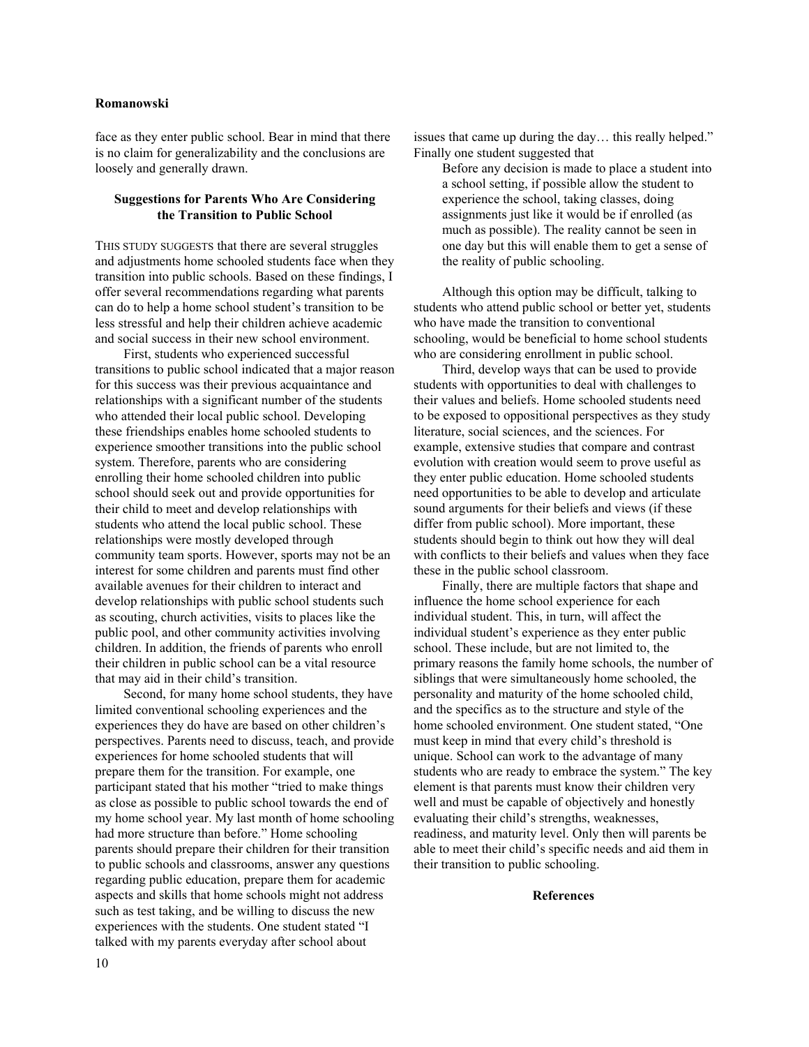face as they enter public school. Bear in mind that there is no claim for generalizability and the conclusions are loosely and generally drawn.

### Suggestions for Parents Who Are Considering the Transition to Public School

THIS STUDY SUGGESTS that there are several struggles and adjustments home schooled students face when they transition into public schools. Based on these findings, I offer several recommendations regarding what parents can do to help a home school student's transition to be less stressful and help their children achieve academic and social success in their new school environment.

First, students who experienced successful transitions to public school indicated that a major reason for this success was their previous acquaintance and relationships with a significant number of the students who attended their local public school. Developing these friendships enables home schooled students to experience smoother transitions into the public school system. Therefore, parents who are considering enrolling their home schooled children into public school should seek out and provide opportunities for their child to meet and develop relationships with students who attend the local public school. These relationships were mostly developed through community team sports. However, sports may not be an interest for some children and parents must find other available avenues for their children to interact and develop relationships with public school students such as scouting, church activities, visits to places like the public pool, and other community activities involving children. In addition, the friends of parents who enroll their children in public school can be a vital resource that may aid in their child's transition.

Second, for many home school students, they have limited conventional schooling experiences and the experiences they do have are based on other children's perspectives. Parents need to discuss, teach, and provide experiences for home schooled students that will prepare them for the transition. For example, one participant stated that his mother "tried to make things as close as possible to public school towards the end of my home school year. My last month of home schooling had more structure than before." Home schooling parents should prepare their children for their transition to public schools and classrooms, answer any questions regarding public education, prepare them for academic aspects and skills that home schools might not address such as test taking, and be willing to discuss the new experiences with the students. One student stated "I talked with my parents everyday after school about issues that came up during the day… this really helped." Finally one student suggested that

> Before any decision is made to place a student into a school setting, if possible allow the student to experience the school, taking classes, doing assignments just like it would be if enrolled (as much as possible). The reality cannot be seen in one day but this will enable them to get a sense of the reality of public schooling.

Although this option may be difficult, talking to students who attend public school or better yet, students who have made the transition to conventional schooling, would be beneficial to home school students who are considering enrollment in public school.

Third, develop ways that can be used to provide students with opportunities to deal with challenges to their values and beliefs. Home schooled students need to be exposed to oppositional perspectives as they study literature, social sciences, and the sciences. For example, extensive studies that compare and contrast evolution with creation would seem to prove useful as they enter public education. Home schooled students need opportunities to be able to develop and articulate sound arguments for their beliefs and views (if these differ from public school). More important, these students should begin to think out how they will deal with conflicts to their beliefs and values when they face these in the public school classroom.

Finally, there are multiple factors that shape and influence the home school experience for each individual student. This, in turn, will affect the individual student's experience as they enter public school. These include, but are not limited to, the primary reasons the family home schools, the number of siblings that were simultaneously home schooled, the personality and maturity of the home schooled child, and the specifics as to the structure and style of the home schooled environment. One student stated, "One must keep in mind that every child's threshold is unique. School can work to the advantage of many students who are ready to embrace the system." The key element is that parents must know their children very well and must be capable of objectively and honestly evaluating their child's strengths, weaknesses, readiness, and maturity level. Only then will parents be able to meet their child's specific needs and aid them in their transition to public schooling.

### References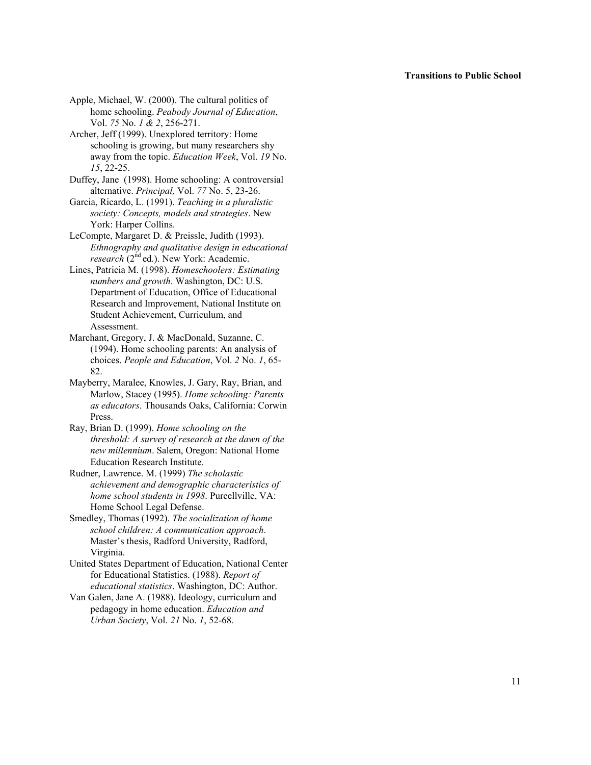Apple, Michael, W. (2000). The cultural politics of home schooling. *Peabody Journal of Education*, Vol. *75* No. *1 & 2*, 256-271.

Archer, Jeff (1999). Unexplored territory: Home schooling is growing, but many researchers shy away from the topic. *Education Week*, Vol. *19* No. *15*, 22-25.

Duffey, Jane (1998). Home schooling: A controversial alternative. *Principal,* Vol. *77* No. 5, 23-26.

Garcia, Ricardo, L. (1991). *Teaching in a pluralistic society: Concepts, models and strategies*. New York: Harper Collins.

LeCompte, Margaret D. & Preissle, Judith (1993). *Ethnography and qualitative design in educational research* (2nd ed.). New York: Academic.

Lines, Patricia M. (1998). *Homeschoolers: Estimating numbers and growth*. Washington, DC: U.S. Department of Education, Office of Educational Research and Improvement, National Institute on Student Achievement, Curriculum, and Assessment.

Marchant, Gregory, J. & MacDonald, Suzanne, C. (1994). Home schooling parents: An analysis of choices. *People and Education*, Vol. *2* No. *1*, 65-82.

Mayberry, Maralee, Knowles, J. Gary, Ray, Brian, and Marlow, Stacey (1995). *Home schooling: Parents as educators*. Thousands Oaks, California: Corwin Press.

Ray, Brian D. (1999). *Home schooling on the threshold: A survey of research at the dawn of the new millennium*. Salem, Oregon: National Home Education Research Institute.

Rudner, Lawrence. M. (1999) *The scholastic achievement and demographic characteristics of home school students in 1998*. Purcellville, VA: Home School Legal Defense.

Smedley, Thomas (1992). *The socialization of home school children: A communication approach*. Master's thesis, Radford University, Radford, Virginia.

United States Department of Education, National Center for Educational Statistics. (1988). *Report of educational statistics*. Washington, DC: Author.

Van Galen, Jane A. (1988). Ideology, curriculum and pedagogy in home education. *Education and Urban Society*, Vol. *21* No. *1*, 52-68.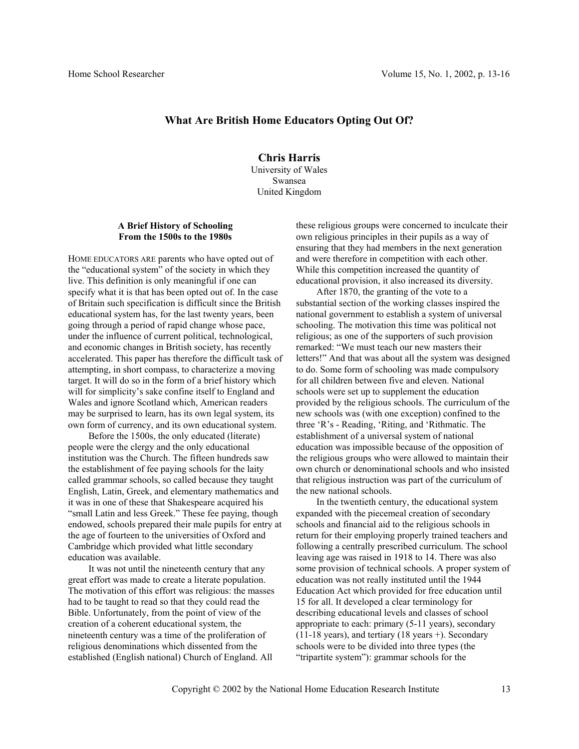# What Are British Home Educators Opting Out Of?

**Chris Harris**
University of Wales
Swansea
United Kingdom

### A Brief History of Schooling From the 1500s to the 1980s

HOME EDUCATORS ARE parents who have opted out of the "educational system" of the society in which they live. This definition is only meaningful if one can specify what it is that has been opted out of. In the case of Britain such specification is difficult since the British educational system has, for the last twenty years, been going through a period of rapid change whose pace, under the influence of current political, technological, and economic changes in British society, has recently accelerated. This paper has therefore the difficult task of attempting, in short compass, to characterize a moving target. It will do so in the form of a brief history which will for simplicity's sake confine itself to England and Wales and ignore Scotland which, American readers may be surprised to learn, has its own legal system, its own form of currency, and its own educational system.

Before the 1500s, the only educated (literate) people were the clergy and the only educational institution was the Church. The fifteen hundreds saw the establishment of fee paying schools for the laity called grammar schools, so called because they taught English, Latin, Greek, and elementary mathematics and it was in one of these that Shakespeare acquired his "small Latin and less Greek." These fee paying, though endowed, schools prepared their male pupils for entry at the age of fourteen to the universities of Oxford and Cambridge which provided what little secondary education was available.

It was not until the nineteenth century that any great effort was made to create a literate population. The motivation of this effort was religious: the masses had to be taught to read so that they could read the Bible. Unfortunately, from the point of view of the creation of a coherent educational system, the nineteenth century was a time of the proliferation of religious denominations which dissented from the established (English national) Church of England. All these religious groups were concerned to inculcate their own religious principles in their pupils as a way of ensuring that they had members in the next generation and were therefore in competition with each other. While this competition increased the quantity of educational provision, it also increased its diversity.

After 1870, the granting of the vote to a substantial section of the working classes inspired the national government to establish a system of universal schooling. The motivation this time was political not religious; as one of the supporters of such provision remarked: "We must teach our new masters their letters!" And that was about all the system was designed to do. Some form of schooling was made compulsory for all children between five and eleven. National schools were set up to supplement the education provided by the religious schools. The curriculum of the new schools was (with one exception) confined to the three 'R's - Reading, 'Riting, and 'Rithmatic. The establishment of a universal system of national education was impossible because of the opposition of the religious groups who were allowed to maintain their own church or denominational schools and who insisted that religious instruction was part of the curriculum of the new national schools.

In the twentieth century, the educational system expanded with the piecemeal creation of secondary schools and financial aid to the religious schools in return for their employing properly trained teachers and following a centrally prescribed curriculum. The school leaving age was raised in 1918 to 14. There was also some provision of technical schools. A proper system of education was not really instituted until the 1944 Education Act which provided for free education until 15 for all. It developed a clear terminology for describing educational levels and classes of school appropriate to each: primary (5-11 years), secondary (11-18 years), and tertiary (18 years +). Secondary schools were to be divided into three types (the "tripartite system"): grammar schools for the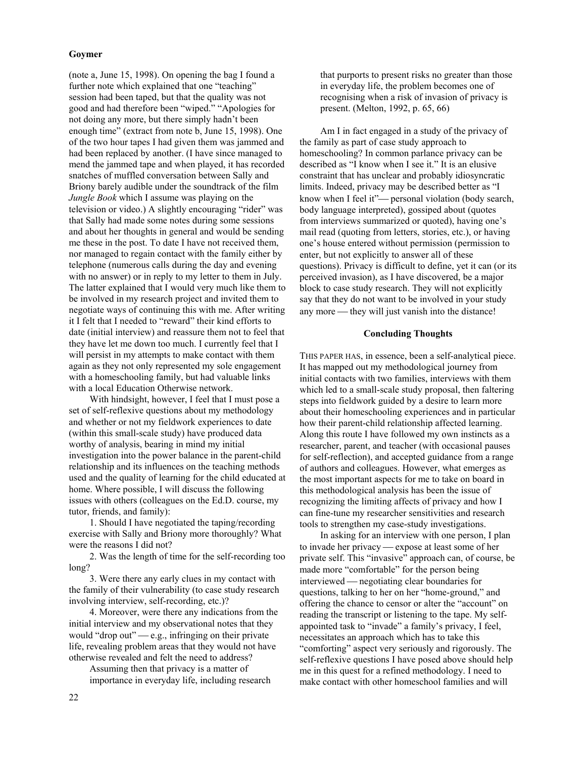(note a, June 15, 1998). On opening the bag I found a further note which explained that one "teaching" session had been taped, but that the quality was not good and had therefore been "wiped." "Apologies for not doing any more, but there simply hadn't been enough time" (extract from note b, June 15, 1998). One of the two hour tapes I had given them was jammed and had been replaced by another. (I have since managed to mend the jammed tape and when played, it has recorded snatches of muffled conversation between Sally and Briony barely audible under the soundtrack of the film *Jungle Book* which I assume was playing on the television or video.) A slightly encouraging "rider" was that Sally had made some notes during some sessions and about her thoughts in general and would be sending me these in the post. To date I have not received them, nor managed to regain contact with the family either by telephone (numerous calls during the day and evening with no answer) or in reply to my letter to them in July. The latter explained that I would very much like them to be involved in my research project and invited them to negotiate ways of continuing this with me. After writing it I felt that I needed to "reward" their kind efforts to date (initial interview) and reassure them not to feel that they have let me down too much. I currently feel that I will persist in my attempts to make contact with them again as they not only represented my sole engagement with a homeschooling family, but had valuable links with a local Education Otherwise network.

With hindsight, however, I feel that I must pose a set of self-reflexive questions about my methodology and whether or not my fieldwork experiences to date (within this small-scale study) have produced data worthy of analysis, bearing in mind my initial investigation into the power balance in the parent-child relationship and its influences on the teaching methods used and the quality of learning for the child educated at home. Where possible, I will discuss the following issues with others (colleagues on the Ed.D. course, my tutor, friends, and family):

1. Should I have negotiated the taping/recording exercise with Sally and Briony more thoroughly? What were the reasons I did not?

2. Was the length of time for the self-recording too long?

3. Were there any early clues in my contact with the family of their vulnerability (to case study research involving interview, self-recording, etc.)?

4. Moreover, were there any indications from the initial interview and my observational notes that they would "drop out" — e.g., infringing on their private life, revealing problem areas that they would not have otherwise revealed and felt the need to address?

> Assuming then that privacy is a matter of importance in everyday life, including research that purports to present risks no greater than those in everyday life, the problem becomes one of recognising when a risk of invasion of privacy is present. (Melton, 1992, p. 65, 66)

Am I in fact engaged in a study of the privacy of the family as part of case study approach to homeschooling? In common parlance privacy can be described as "I know when I see it." It is an elusive constraint that has unclear and probably idiosyncratic limits. Indeed, privacy may be described better as "I know when I feel it"— personal violation (body search, body language interpreted), gossiped about (quotes from interviews summarized or quoted), having one's mail read (quoting from letters, stories, etc.), or having one's house entered without permission (permission to enter, but not explicitly to answer all of these questions). Privacy is difficult to define, yet it can (or its perceived invasion), as I have discovered, be a major block to case study research. They will not explicitly say that they do not want to be involved in your study any more — they will just vanish into the distance!

## Concluding Thoughts

THIS PAPER HAS, in essence, been a self-analytical piece. It has mapped out my methodological journey from initial contacts with two families, interviews with them which led to a small-scale study proposal, then faltering steps into fieldwork guided by a desire to learn more about their homeschooling experiences and in particular how their parent-child relationship affected learning. Along this route I have followed my own instincts as a researcher, parent, and teacher (with occasional pauses for self-reflection), and accepted guidance from a range of authors and colleagues. However, what emerges as the most important aspects for me to take on board in this methodological analysis has been the issue of recognizing the limiting affects of privacy and how I can fine-tune my researcher sensitivities and research tools to strengthen my case-study investigations.

In asking for an interview with one person, I plan to invade her privacy — expose at least some of her private self. This "invasive" approach can, of course, be made more "comfortable" for the person being interviewed — negotiating clear boundaries for questions, talking to her on her "home-ground," and offering the chance to censor or alter the "account" on reading the transcript or listening to the tape. My self-appointed task to "invade" a family's privacy, I feel, necessitates an approach which has to take this "comforting" aspect very seriously and rigorously. The self-reflexive questions I have posed above should help me in this quest for a refined methodology. I need to make contact with other homeschool families and will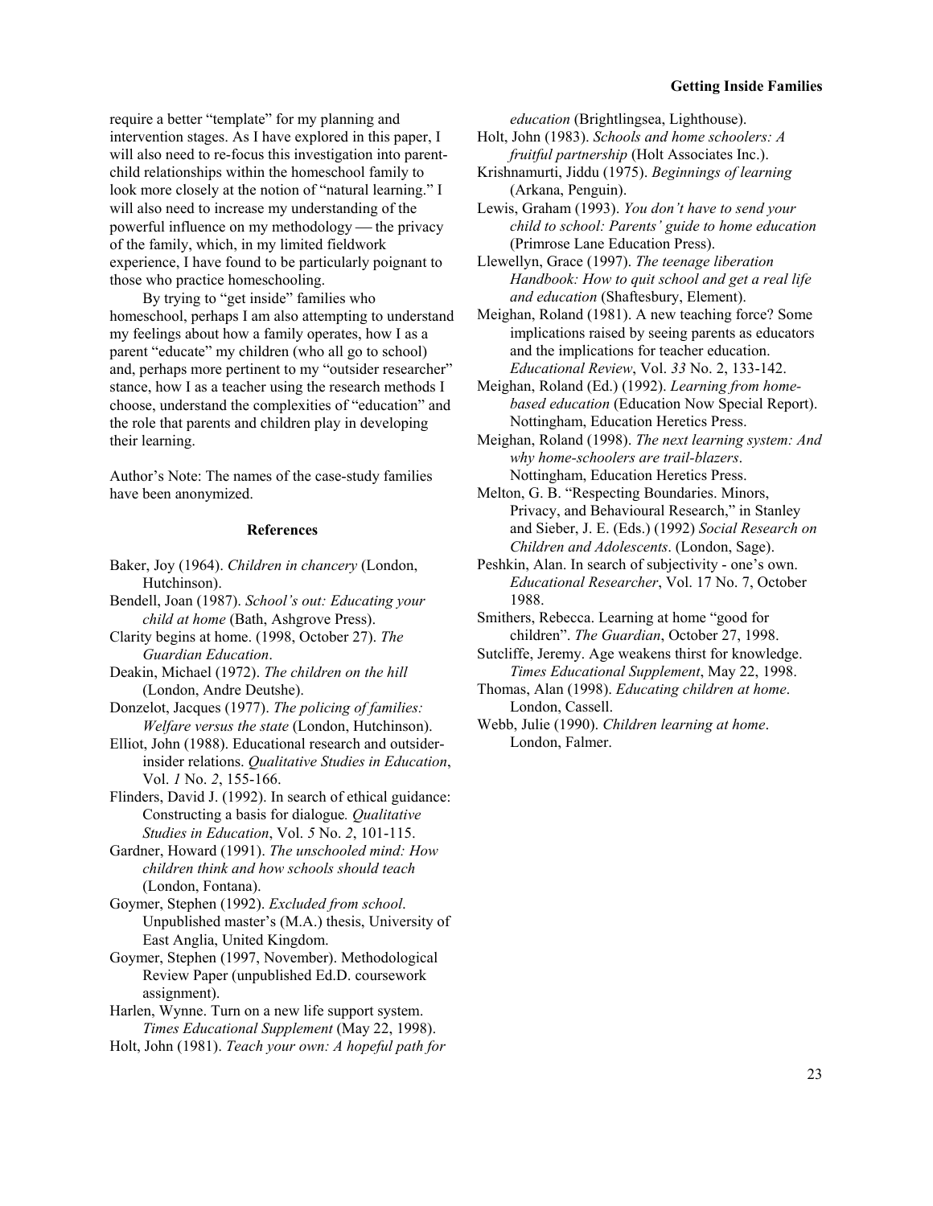require a better "template" for my planning and intervention stages. As I have explored in this paper, I will also need to re-focus this investigation into parent-child relationships within the homeschool family to look more closely at the notion of "natural learning." I will also need to increase my understanding of the powerful influence on my methodology — the privacy of the family, which, in my limited fieldwork experience, I have found to be particularly poignant to those who practice homeschooling.

By trying to "get inside" families who homeschool, perhaps I am also attempting to understand my feelings about how a family operates, how I as a parent "educate" my children (who all go to school) and, perhaps more pertinent to my "outsider researcher" stance, how I as a teacher using the research methods I choose, understand the complexities of "education" and the role that parents and children play in developing their learning.

Author's Note: The names of the case-study families have been anonymized.

### References

Baker, Joy (1964). *Children in chancery* (London, Hutchinson).

Bendell, Joan (1987). *School's out: Educating your child at home* (Bath, Ashgrove Press).

Clarity begins at home. (1998, October 27). *The Guardian Education*.

Deakin, Michael (1972). *The children on the hill* (London, Andre Deutshe).

Donzelot, Jacques (1977). *The policing of families: Welfare versus the state* (London, Hutchinson).

Elliot, John (1988). Educational research and outsider-insider relations. *Qualitative Studies in Education*, Vol. *1* No. *2*, 155-166.

Flinders, David J. (1992). In search of ethical guidance: Constructing a basis for dialogue*. Qualitative Studies in Education*, Vol. *5* No. *2*, 101-115.

Gardner, Howard (1991). *The unschooled mind: How children think and how schools should teach* (London, Fontana).

Goymer, Stephen (1992). *Excluded from school*. Unpublished master's (M.A.) thesis, University of East Anglia, United Kingdom.

Goymer, Stephen (1997, November). Methodological Review Paper (unpublished Ed.D. coursework assignment).

Harlen, Wynne. Turn on a new life support system. *Times Educational Supplement* (May 22, 1998).

Holt, John (1981). *Teach your own: A hopeful path for education* (Brightlingsea, Lighthouse).

Holt, John (1983). *Schools and home schoolers: A fruitful partnership* (Holt Associates Inc.).

Krishnamurti, Jiddu (1975). *Beginnings of learning* (Arkana, Penguin).

Lewis, Graham (1993). *You don't have to send your child to school: Parents' guide to home education* (Primrose Lane Education Press).

Llewellyn, Grace (1997). *The teenage liberation Handbook: How to quit school and get a real life and education* (Shaftesbury, Element).

Meighan, Roland (1981). A new teaching force? Some implications raised by seeing parents as educators and the implications for teacher education. *Educational Review*, Vol. *33* No. 2, 133-142.

Meighan, Roland (Ed.) (1992). *Learning from home-based education* (Education Now Special Report). Nottingham, Education Heretics Press.

Meighan, Roland (1998). *The next learning system: And why home-schoolers are trail-blazers*. Nottingham, Education Heretics Press.

Melton, G. B. "Respecting Boundaries. Minors, Privacy, and Behavioural Research," in Stanley and Sieber, J. E. (Eds.) (1992) *Social Research on Children and Adolescents*. (London, Sage).

Peshkin, Alan. In search of subjectivity - one's own. *Educational Researcher*, Vol. 17 No. 7, October 1988.

Smithers, Rebecca. Learning at home "good for children". *The Guardian*, October 27, 1998.

Sutcliffe, Jeremy. Age weakens thirst for knowledge. *Times Educational Supplement*, May 22, 1998.

Thomas, Alan (1998). *Educating children at home*. London, Cassell.

Webb, Julie (1990). *Children learning at home*. London, Falmer.